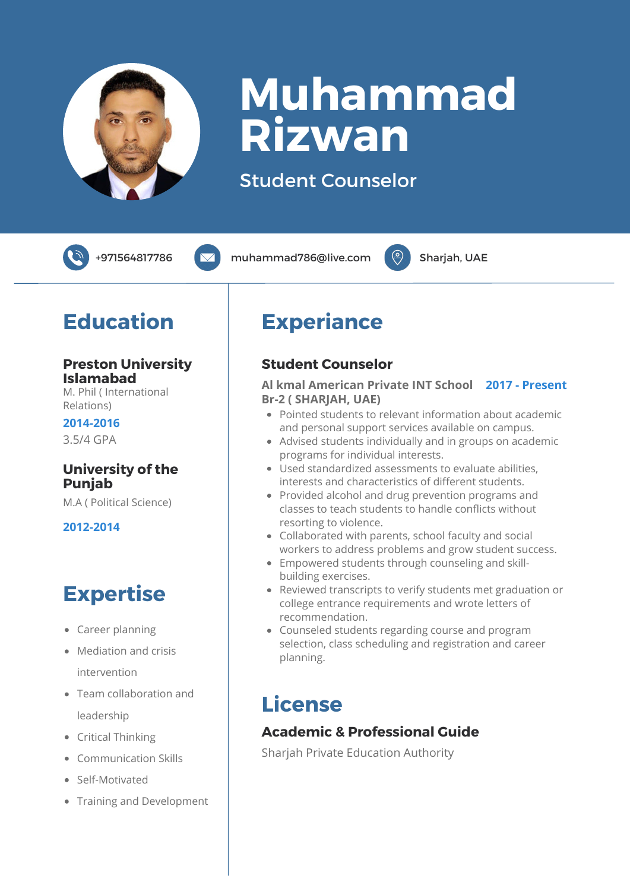# Muhammad Rizwan

Student Counselor

+971564817786 | muhammad786@live.com | Sharjah, UAE

## Education

**Preston University Islamabad**
M. Phil ( International Relations)
**2014-2016**
3.5/4 GPA

**University of the Punjab**
M.A ( Political Science)
**2012-2014**

## Expertise

- Career planning
- Mediation and crisis intervention
- Team collaboration and leadership
- Critical Thinking
- Communication Skills
- Self-Motivated
- Training and Development

## Experiance

### Student Counselor

**Al kmal American Private INT School Br-2 ( SHARJAH, UAE)** **2017 - Present**

- Pointed students to relevant information about academic and personal support services available on campus.
- Advised students individually and in groups on academic programs for individual interests.
- Used standardized assessments to evaluate abilities, interests and characteristics of different students.
- Provided alcohol and drug prevention programs and classes to teach students to handle conflicts without resorting to violence.
- Collaborated with parents, school faculty and social workers to address problems and grow student success.
- Empowered students through counseling and skill-building exercises.
- Reviewed transcripts to verify students met graduation or college entrance requirements and wrote letters of recommendation.
- Counseled students regarding course and program selection, class scheduling and registration and career planning.

## License

### Academic & Professional Guide

Sharjah Private Education Authority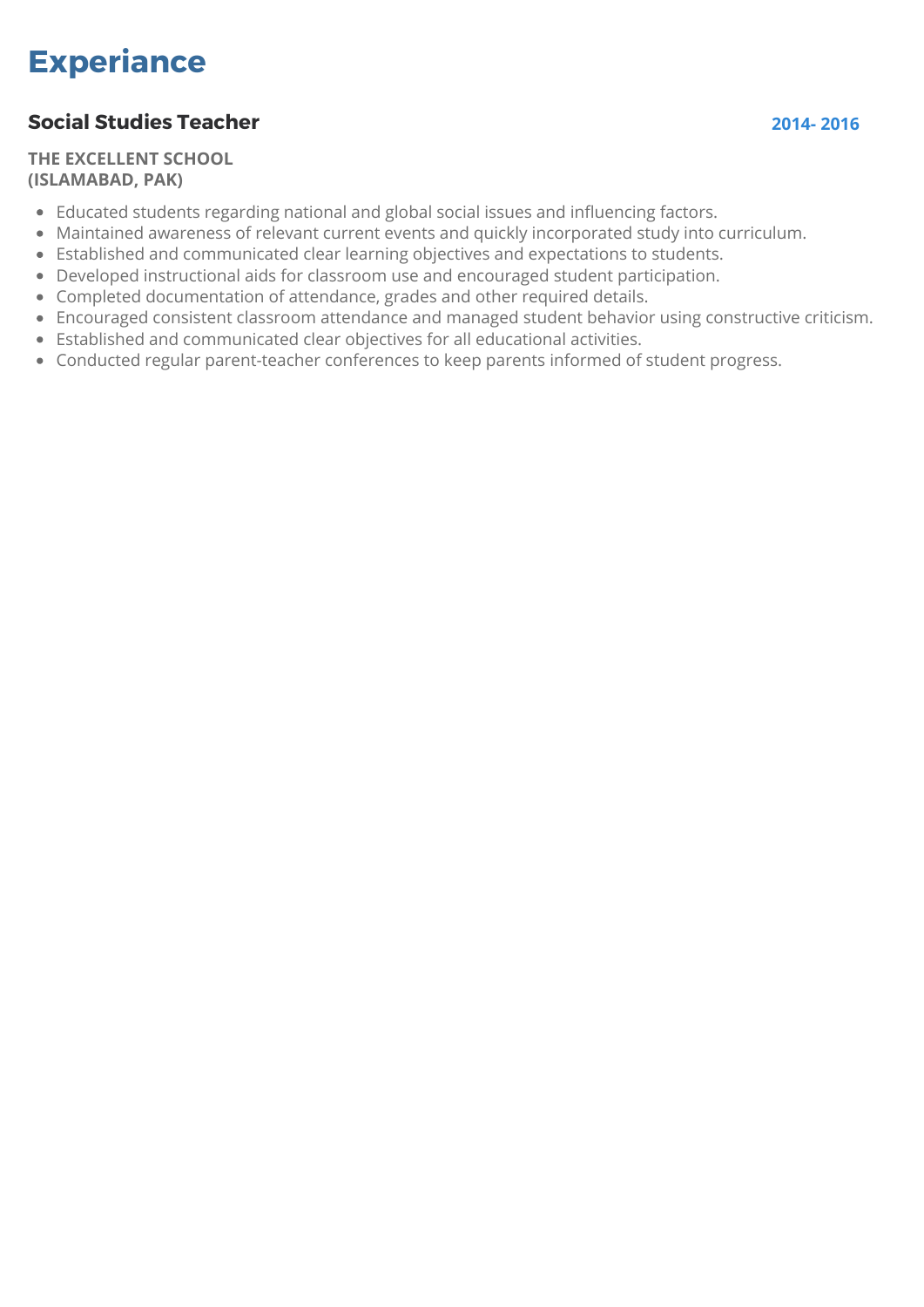# Experiance

### Social Studies Teacher

**2014- 2016**

**THE EXCELLENT SCHOOL**
**(ISLAMABAD, PAK)**

- Educated students regarding national and global social issues and influencing factors.
- Maintained awareness of relevant current events and quickly incorporated study into curriculum.
- Established and communicated clear learning objectives and expectations to students.
- Developed instructional aids for classroom use and encouraged student participation.
- Completed documentation of attendance, grades and other required details.
- Encouraged consistent classroom attendance and managed student behavior using constructive criticism.
- Established and communicated clear objectives for all educational activities.
- Conducted regular parent-teacher conferences to keep parents informed of student progress.